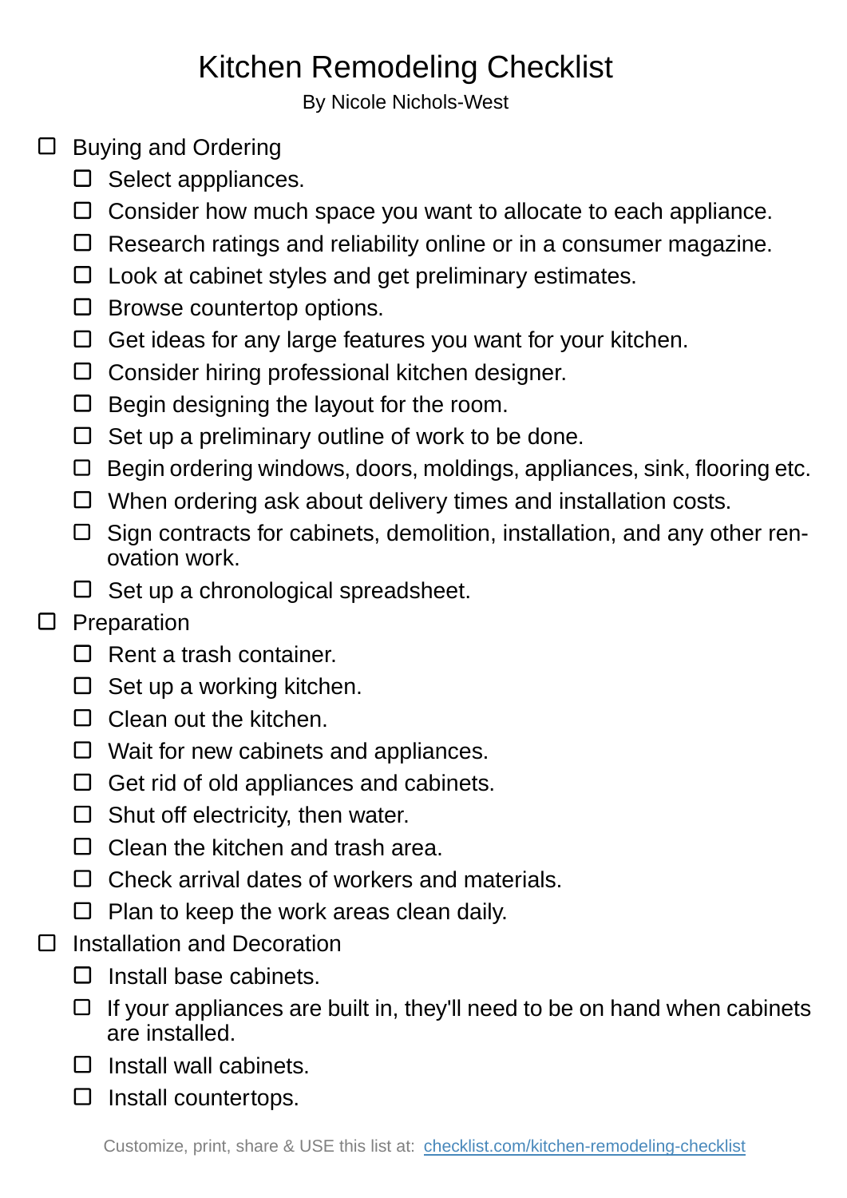# Kitchen Remodeling Checklist

By Nicole Nichols-West

- [ ] Buying and Ordering
  - [ ] Select apppliances.
  - [ ] Consider how much space you want to allocate to each appliance.
  - [ ] Research ratings and reliability online or in a consumer magazine.
  - [ ] Look at cabinet styles and get preliminary estimates.
  - [ ] Browse countertop options.
  - [ ] Get ideas for any large features you want for your kitchen.
  - [ ] Consider hiring professional kitchen designer.
  - [ ] Begin designing the layout for the room.
  - [ ] Set up a preliminary outline of work to be done.
  - [ ] Begin ordering windows, doors, moldings, appliances, sink, flooring etc.
  - [ ] When ordering ask about delivery times and installation costs.
  - [ ] Sign contracts for cabinets, demolition, installation, and any other renovation work.
  - [ ] Set up a chronological spreadsheet.
- [ ] Preparation
  - [ ] Rent a trash container.
  - [ ] Set up a working kitchen.
  - [ ] Clean out the kitchen.
  - [ ] Wait for new cabinets and appliances.
  - [ ] Get rid of old appliances and cabinets.
  - [ ] Shut off electricity, then water.
  - [ ] Clean the kitchen and trash area.
  - [ ] Check arrival dates of workers and materials.
  - [ ] Plan to keep the work areas clean daily.
- [ ] Installation and Decoration
  - [ ] Install base cabinets.
  - [ ] If your appliances are built in, they'll need to be on hand when cabinets are installed.
  - [ ] Install wall cabinets.
  - [ ] Install countertops.

Customize, print, share & USE this list at: [checklist.com/kitchen-remodeling-checklist](https://checklist.com/kitchen-remodeling-checklist)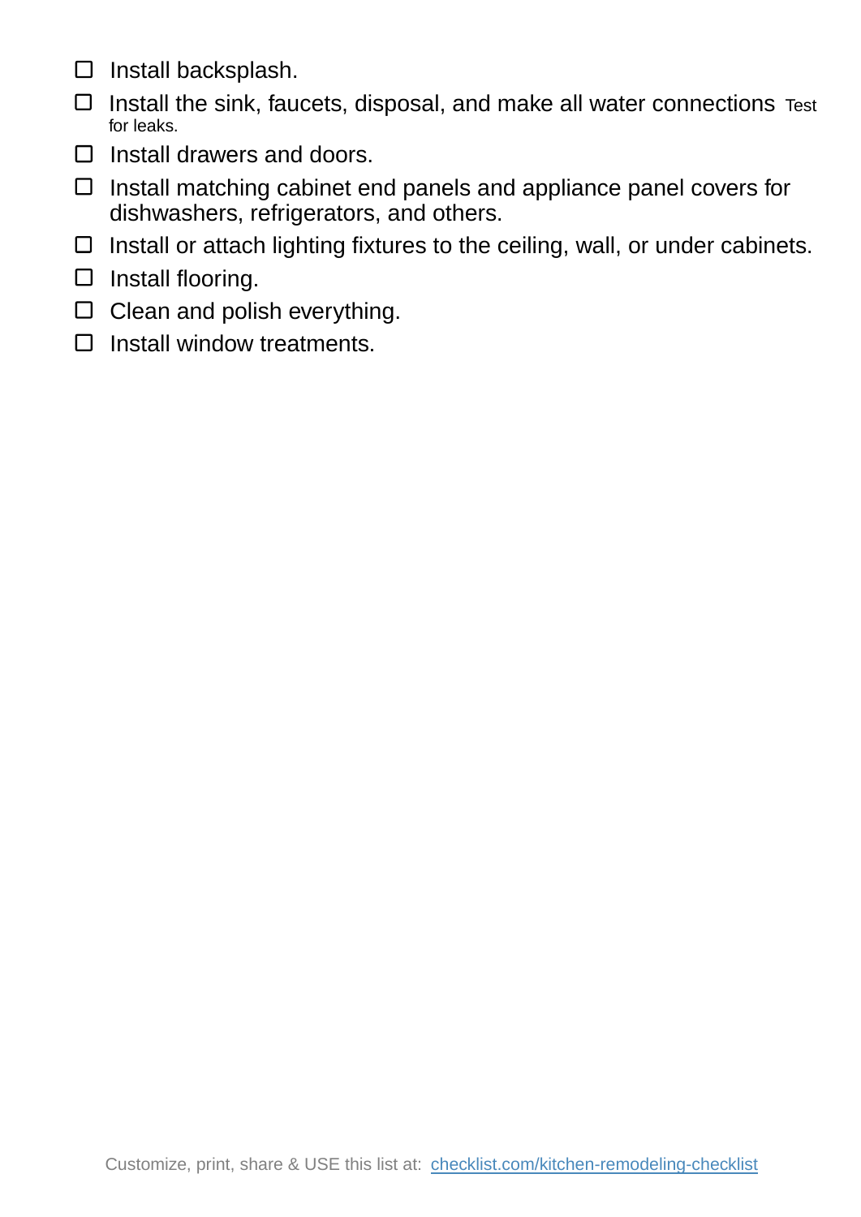- [ ] Install backsplash.
- [ ] Install the sink, faucets, disposal, and make all water connections Test for leaks.
- [ ] Install drawers and doors.
- [ ] Install matching cabinet end panels and appliance panel covers for dishwashers, refrigerators, and others.
- [ ] Install or attach lighting fixtures to the ceiling, wall, or under cabinets.
- [ ] Install flooring.
- [ ] Clean and polish everything.
- [ ] Install window treatments.

Customize, print, share & USE this list at: [checklist.com/kitchen-remodeling-checklist](https://checklist.com/kitchen-remodeling-checklist)